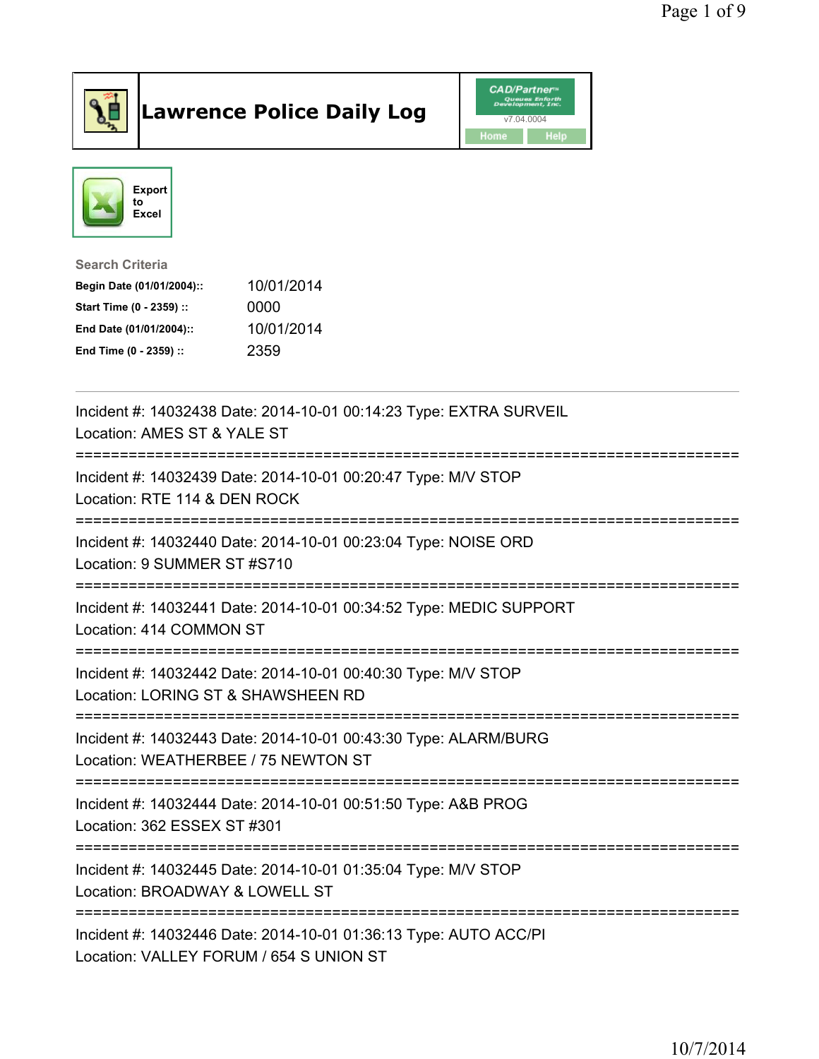# Lawrence Police Daily Log

CAD/Partner
v7.04.0004
Home Help

Export to Excel

**Search Criteria**

| | |
|---|---|
| **Begin Date (01/01/2004)::** | 10/01/2014 |
| **Start Time (0 - 2359) ::** | 0000 |
| **End Date (01/01/2004)::** | 10/01/2014 |
| **End Time (0 - 2359) ::** | 2359 |

---

Incident #: 14032438 Date: 2014-10-01 00:14:23 Type: EXTRA SURVEIL
Location: AMES ST & YALE ST

===========================================================================

Incident #: 14032439 Date: 2014-10-01 00:20:47 Type: M/V STOP
Location: RTE 114 & DEN ROCK

===========================================================================

Incident #: 14032440 Date: 2014-10-01 00:23:04 Type: NOISE ORD
Location: 9 SUMMER ST #S710

===========================================================================

Incident #: 14032441 Date: 2014-10-01 00:34:52 Type: MEDIC SUPPORT
Location: 414 COMMON ST

===========================================================================

Incident #: 14032442 Date: 2014-10-01 00:40:30 Type: M/V STOP
Location: LORING ST & SHAWSHEEN RD

===========================================================================

Incident #: 14032443 Date: 2014-10-01 00:43:30 Type: ALARM/BURG
Location: WEATHERBEE / 75 NEWTON ST

===========================================================================

Incident #: 14032444 Date: 2014-10-01 00:51:50 Type: A&B PROG
Location: 362 ESSEX ST #301

===========================================================================

Incident #: 14032445 Date: 2014-10-01 01:35:04 Type: M/V STOP
Location: BROADWAY & LOWELL ST

===========================================================================

Incident #: 14032446 Date: 2014-10-01 01:36:13 Type: AUTO ACC/PI
Location: VALLEY FORUM / 654 S UNION ST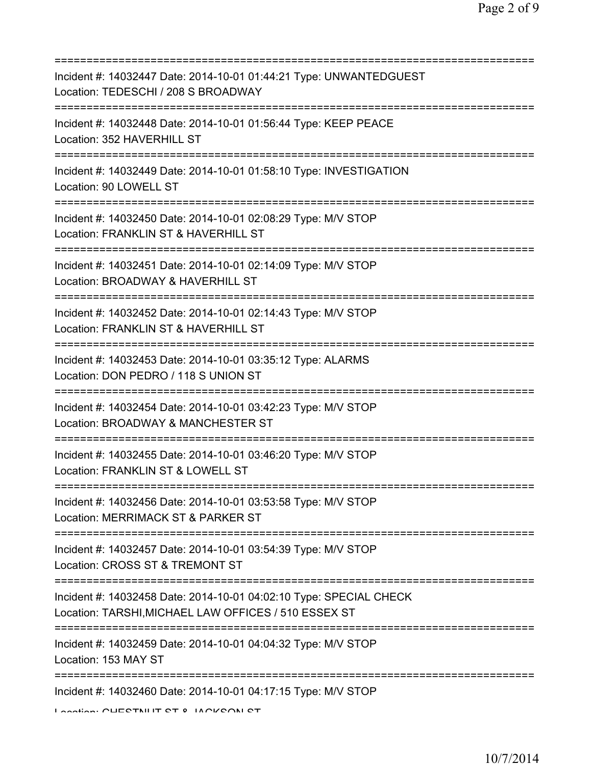===========================================================================

Incident #: 14032447 Date: 2014-10-01 01:44:21 Type: UNWANTEDGUEST
Location: TEDESCHI / 208 S BROADWAY

===========================================================================

Incident #: 14032448 Date: 2014-10-01 01:56:44 Type: KEEP PEACE
Location: 352 HAVERHILL ST

===========================================================================

Incident #: 14032449 Date: 2014-10-01 01:58:10 Type: INVESTIGATION
Location: 90 LOWELL ST

===========================================================================

Incident #: 14032450 Date: 2014-10-01 02:08:29 Type: M/V STOP
Location: FRANKLIN ST & HAVERHILL ST

===========================================================================

Incident #: 14032451 Date: 2014-10-01 02:14:09 Type: M/V STOP
Location: BROADWAY & HAVERHILL ST

===========================================================================

Incident #: 14032452 Date: 2014-10-01 02:14:43 Type: M/V STOP
Location: FRANKLIN ST & HAVERHILL ST

===========================================================================

Incident #: 14032453 Date: 2014-10-01 03:35:12 Type: ALARMS
Location: DON PEDRO / 118 S UNION ST

===========================================================================

Incident #: 14032454 Date: 2014-10-01 03:42:23 Type: M/V STOP
Location: BROADWAY & MANCHESTER ST

===========================================================================

Incident #: 14032455 Date: 2014-10-01 03:46:20 Type: M/V STOP
Location: FRANKLIN ST & LOWELL ST

===========================================================================

Incident #: 14032456 Date: 2014-10-01 03:53:58 Type: M/V STOP
Location: MERRIMACK ST & PARKER ST

===========================================================================

Incident #: 14032457 Date: 2014-10-01 03:54:39 Type: M/V STOP
Location: CROSS ST & TREMONT ST

===========================================================================

Incident #: 14032458 Date: 2014-10-01 04:02:10 Type: SPECIAL CHECK
Location: TARSHI,MICHAEL LAW OFFICES / 510 ESSEX ST

===========================================================================

Incident #: 14032459 Date: 2014-10-01 04:04:32 Type: M/V STOP
Location: 153 MAY ST

===========================================================================

Incident #: 14032460 Date: 2014-10-01 04:17:15 Type: M/V STOP
Location: CHESTNUT ST & JACKSON ST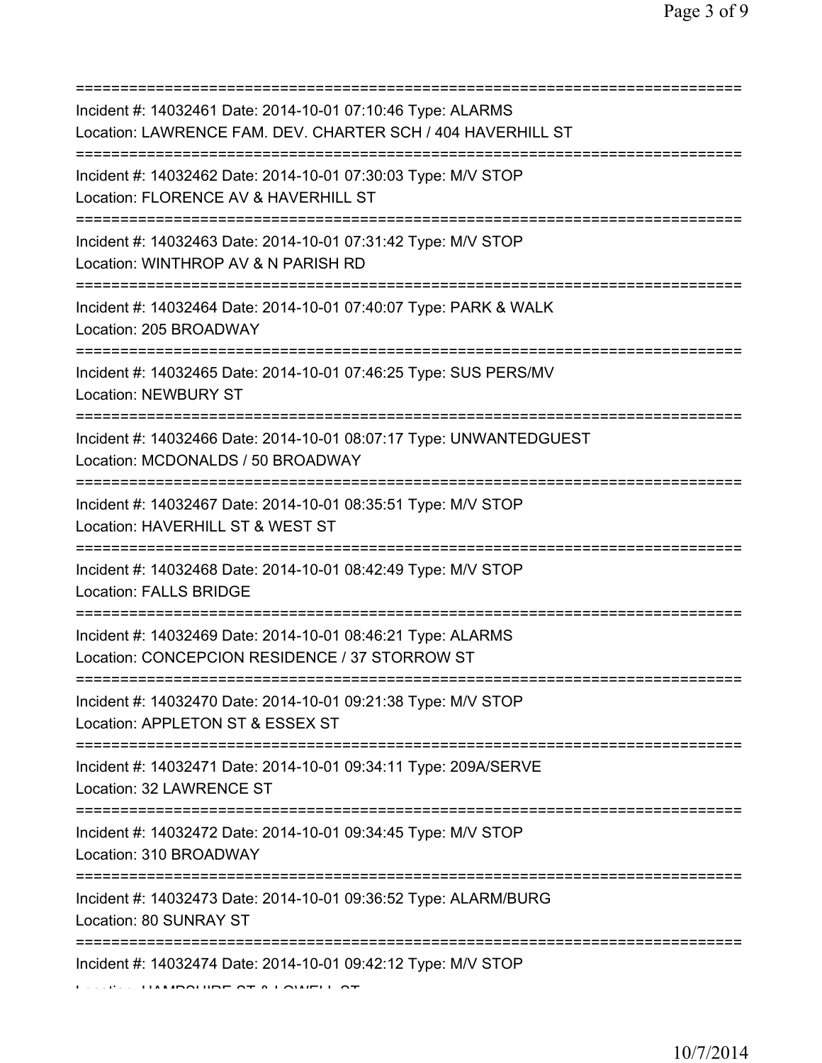===========================================================================

Incident #: 14032461 Date: 2014-10-01 07:10:46 Type: ALARMS
Location: LAWRENCE FAM. DEV. CHARTER SCH / 404 HAVERHILL ST

===========================================================================

Incident #: 14032462 Date: 2014-10-01 07:30:03 Type: M/V STOP
Location: FLORENCE AV & HAVERHILL ST

===========================================================================

Incident #: 14032463 Date: 2014-10-01 07:31:42 Type: M/V STOP
Location: WINTHROP AV & N PARISH RD

===========================================================================

Incident #: 14032464 Date: 2014-10-01 07:40:07 Type: PARK & WALK
Location: 205 BROADWAY

===========================================================================

Incident #: 14032465 Date: 2014-10-01 07:46:25 Type: SUS PERS/MV
Location: NEWBURY ST

===========================================================================

Incident #: 14032466 Date: 2014-10-01 08:07:17 Type: UNWANTEDGUEST
Location: MCDONALDS / 50 BROADWAY

===========================================================================

Incident #: 14032467 Date: 2014-10-01 08:35:51 Type: M/V STOP
Location: HAVERHILL ST & WEST ST

===========================================================================

Incident #: 14032468 Date: 2014-10-01 08:42:49 Type: M/V STOP
Location: FALLS BRIDGE

===========================================================================

Incident #: 14032469 Date: 2014-10-01 08:46:21 Type: ALARMS
Location: CONCEPCION RESIDENCE / 37 STORROW ST

===========================================================================

Incident #: 14032470 Date: 2014-10-01 09:21:38 Type: M/V STOP
Location: APPLETON ST & ESSEX ST

===========================================================================

Incident #: 14032471 Date: 2014-10-01 09:34:11 Type: 209A/SERVE
Location: 32 LAWRENCE ST

===========================================================================

Incident #: 14032472 Date: 2014-10-01 09:34:45 Type: M/V STOP
Location: 310 BROADWAY

===========================================================================

Incident #: 14032473 Date: 2014-10-01 09:36:52 Type: ALARM/BURG
Location: 80 SUNRAY ST

===========================================================================

Incident #: 14032474 Date: 2014-10-01 09:42:12 Type: M/V STOP
Location: HAMPSHIRE ST & LOWELL ST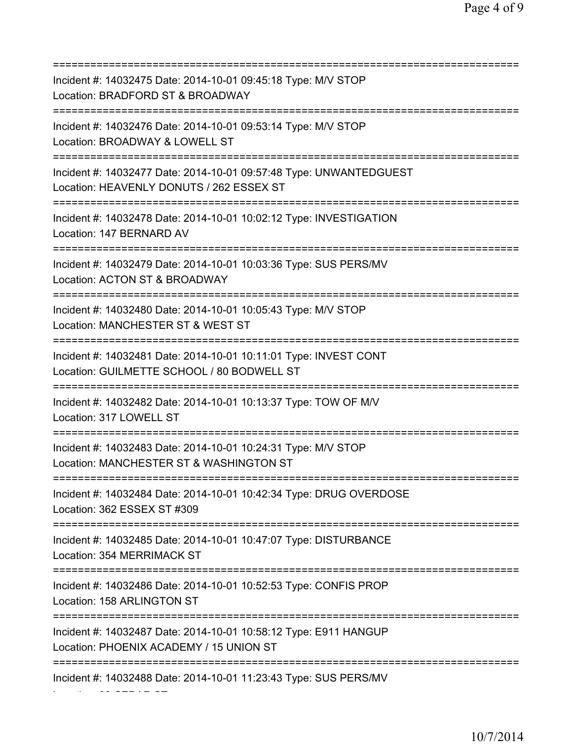===========================================================================
Incident #: 14032475 Date: 2014-10-01 09:45:18 Type: M/V STOP
Location: BRADFORD ST & BROADWAY
===========================================================================
Incident #: 14032476 Date: 2014-10-01 09:53:14 Type: M/V STOP
Location: BROADWAY & LOWELL ST
===========================================================================
Incident #: 14032477 Date: 2014-10-01 09:57:48 Type: UNWANTEDGUEST
Location: HEAVENLY DONUTS / 262 ESSEX ST
===========================================================================
Incident #: 14032478 Date: 2014-10-01 10:02:12 Type: INVESTIGATION
Location: 147 BERNARD AV
===========================================================================
Incident #: 14032479 Date: 2014-10-01 10:03:36 Type: SUS PERS/MV
Location: ACTON ST & BROADWAY
===========================================================================
Incident #: 14032480 Date: 2014-10-01 10:05:43 Type: M/V STOP
Location: MANCHESTER ST & WEST ST
===========================================================================
Incident #: 14032481 Date: 2014-10-01 10:11:01 Type: INVEST CONT
Location: GUILMETTE SCHOOL / 80 BODWELL ST
===========================================================================
Incident #: 14032482 Date: 2014-10-01 10:13:37 Type: TOW OF M/V
Location: 317 LOWELL ST
===========================================================================
Incident #: 14032483 Date: 2014-10-01 10:24:31 Type: M/V STOP
Location: MANCHESTER ST & WASHINGTON ST
===========================================================================
Incident #: 14032484 Date: 2014-10-01 10:42:34 Type: DRUG OVERDOSE
Location: 362 ESSEX ST #309
===========================================================================
Incident #: 14032485 Date: 2014-10-01 10:47:07 Type: DISTURBANCE
Location: 354 MERRIMACK ST
===========================================================================
Incident #: 14032486 Date: 2014-10-01 10:52:53 Type: CONFIS PROP
Location: 158 ARLINGTON ST
===========================================================================
Incident #: 14032487 Date: 2014-10-01 10:58:12 Type: E911 HANGUP
Location: PHOENIX ACADEMY / 15 UNION ST
===========================================================================
Incident #: 14032488 Date: 2014-10-01 11:23:43 Type: SUS PERS/MV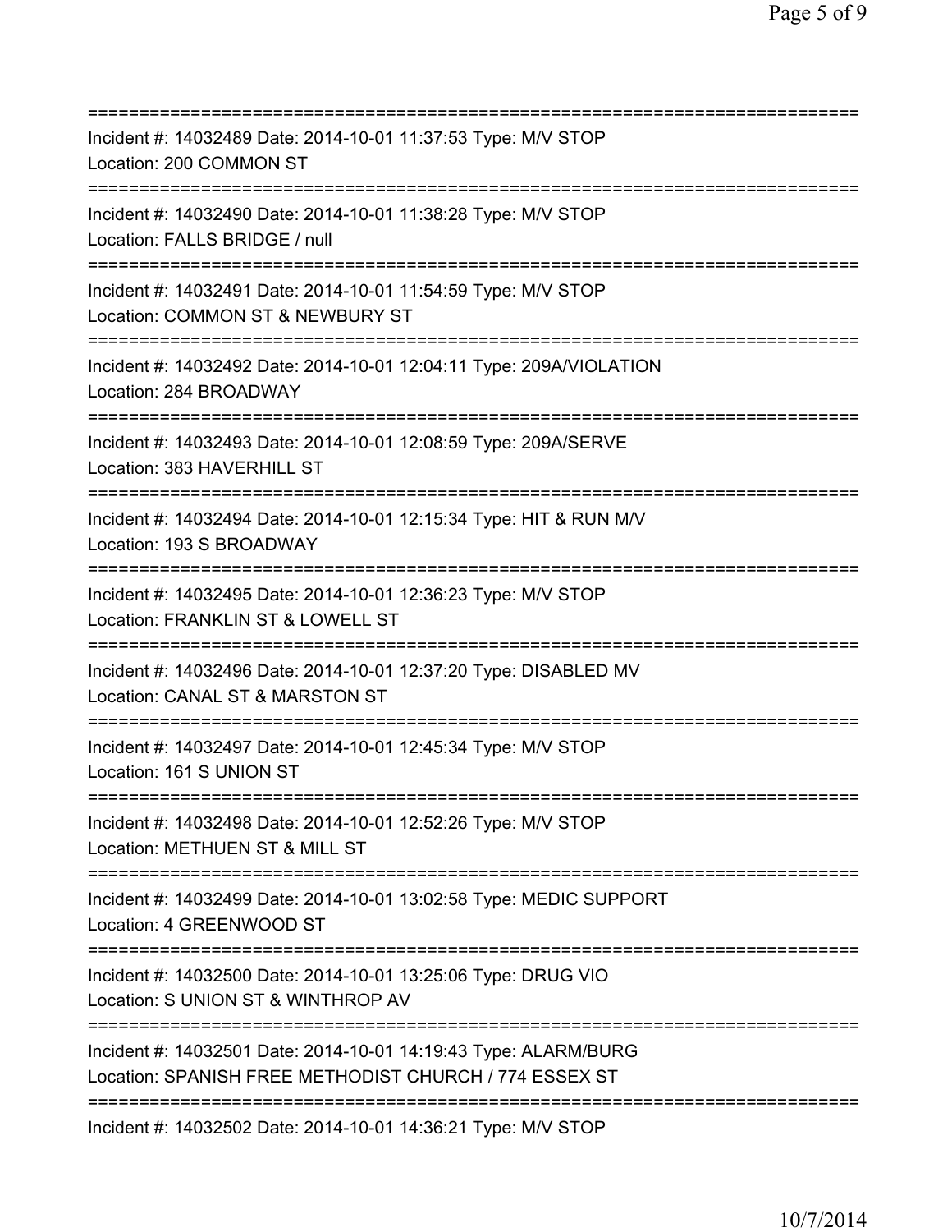===========================================================================

Incident #: 14032489 Date: 2014-10-01 11:37:53 Type: M/V STOP

Location: 200 COMMON ST

===========================================================================

Incident #: 14032490 Date: 2014-10-01 11:38:28 Type: M/V STOP

Location: FALLS BRIDGE / null

===========================================================================

Incident #: 14032491 Date: 2014-10-01 11:54:59 Type: M/V STOP

Location: COMMON ST & NEWBURY ST

===========================================================================

Incident #: 14032492 Date: 2014-10-01 12:04:11 Type: 209A/VIOLATION

Location: 284 BROADWAY

===========================================================================

Incident #: 14032493 Date: 2014-10-01 12:08:59 Type: 209A/SERVE

Location: 383 HAVERHILL ST

===========================================================================

Incident #: 14032494 Date: 2014-10-01 12:15:34 Type: HIT & RUN M/V

Location: 193 S BROADWAY

===========================================================================

Incident #: 14032495 Date: 2014-10-01 12:36:23 Type: M/V STOP

Location: FRANKLIN ST & LOWELL ST

===========================================================================

Incident #: 14032496 Date: 2014-10-01 12:37:20 Type: DISABLED MV

Location: CANAL ST & MARSTON ST

===========================================================================

Incident #: 14032497 Date: 2014-10-01 12:45:34 Type: M/V STOP

Location: 161 S UNION ST

===========================================================================

Incident #: 14032498 Date: 2014-10-01 12:52:26 Type: M/V STOP

Location: METHUEN ST & MILL ST

===========================================================================

Incident #: 14032499 Date: 2014-10-01 13:02:58 Type: MEDIC SUPPORT

Location: 4 GREENWOOD ST

===========================================================================

Incident #: 14032500 Date: 2014-10-01 13:25:06 Type: DRUG VIO

Location: S UNION ST & WINTHROP AV

===========================================================================

Incident #: 14032501 Date: 2014-10-01 14:19:43 Type: ALARM/BURG

Location: SPANISH FREE METHODIST CHURCH / 774 ESSEX ST

===========================================================================

Incident #: 14032502 Date: 2014-10-01 14:36:21 Type: M/V STOP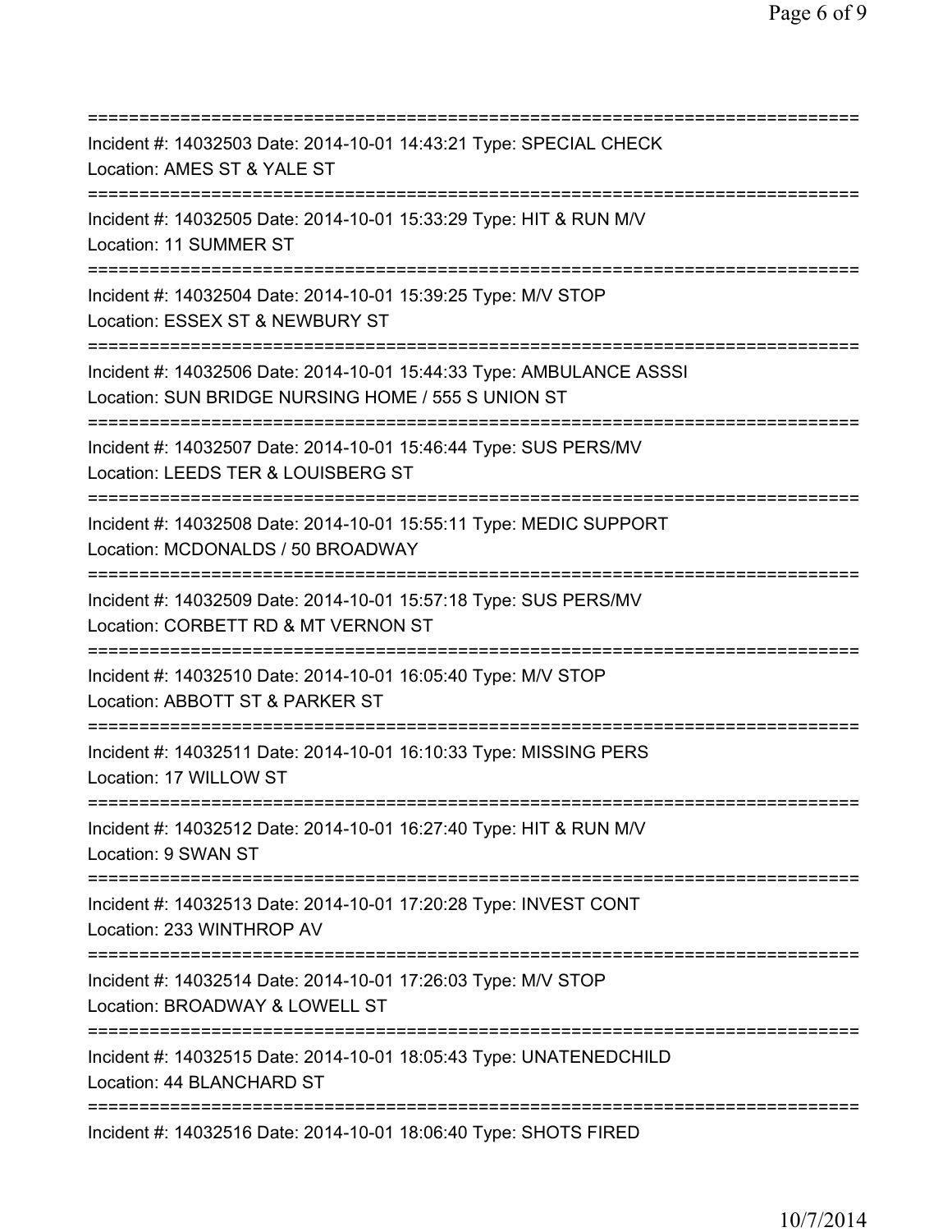===========================================================================

Incident #: 14032503 Date: 2014-10-01 14:43:21 Type: SPECIAL CHECK
Location: AMES ST & YALE ST

===========================================================================

Incident #: 14032505 Date: 2014-10-01 15:33:29 Type: HIT & RUN M/V
Location: 11 SUMMER ST

===========================================================================

Incident #: 14032504 Date: 2014-10-01 15:39:25 Type: M/V STOP
Location: ESSEX ST & NEWBURY ST

===========================================================================

Incident #: 14032506 Date: 2014-10-01 15:44:33 Type: AMBULANCE ASSSI
Location: SUN BRIDGE NURSING HOME / 555 S UNION ST

===========================================================================

Incident #: 14032507 Date: 2014-10-01 15:46:44 Type: SUS PERS/MV
Location: LEEDS TER & LOUISBERG ST

===========================================================================

Incident #: 14032508 Date: 2014-10-01 15:55:11 Type: MEDIC SUPPORT
Location: MCDONALDS / 50 BROADWAY

===========================================================================

Incident #: 14032509 Date: 2014-10-01 15:57:18 Type: SUS PERS/MV
Location: CORBETT RD & MT VERNON ST

===========================================================================

Incident #: 14032510 Date: 2014-10-01 16:05:40 Type: M/V STOP
Location: ABBOTT ST & PARKER ST

===========================================================================

Incident #: 14032511 Date: 2014-10-01 16:10:33 Type: MISSING PERS
Location: 17 WILLOW ST

===========================================================================

Incident #: 14032512 Date: 2014-10-01 16:27:40 Type: HIT & RUN M/V
Location: 9 SWAN ST

===========================================================================

Incident #: 14032513 Date: 2014-10-01 17:20:28 Type: INVEST CONT
Location: 233 WINTHROP AV

===========================================================================

Incident #: 14032514 Date: 2014-10-01 17:26:03 Type: M/V STOP
Location: BROADWAY & LOWELL ST

===========================================================================

Incident #: 14032515 Date: 2014-10-01 18:05:43 Type: UNATENEDCHILD
Location: 44 BLANCHARD ST

===========================================================================

Incident #: 14032516 Date: 2014-10-01 18:06:40 Type: SHOTS FIRED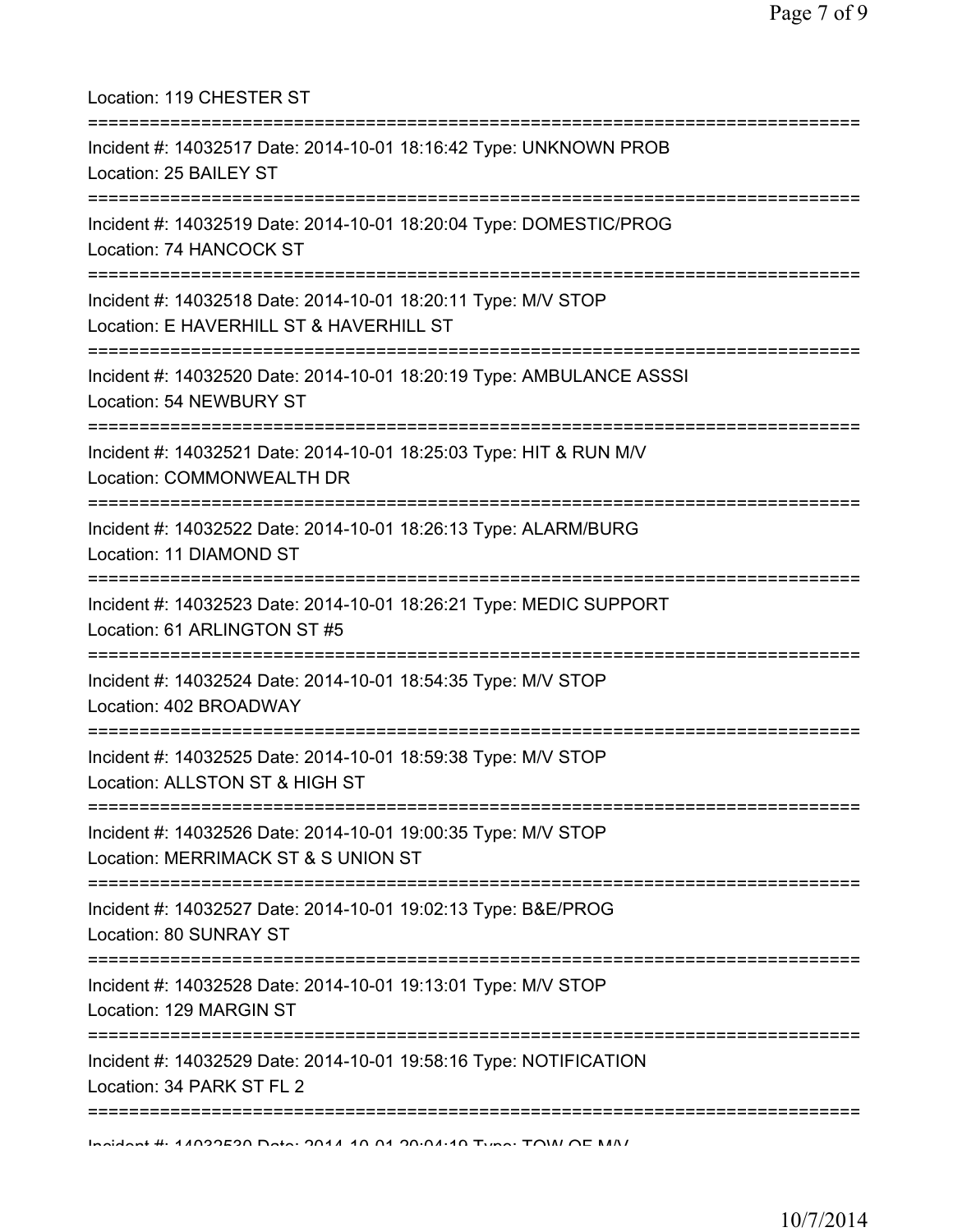Location: 119 CHESTER ST

===========================================================================

Incident #: 14032517 Date: 2014-10-01 18:16:42 Type: UNKNOWN PROB

Location: 25 BAILEY ST

===========================================================================

Incident #: 14032519 Date: 2014-10-01 18:20:04 Type: DOMESTIC/PROG

Location: 74 HANCOCK ST

===========================================================================

Incident #: 14032518 Date: 2014-10-01 18:20:11 Type: M/V STOP

Location: E HAVERHILL ST & HAVERHILL ST

===========================================================================

Incident #: 14032520 Date: 2014-10-01 18:20:19 Type: AMBULANCE ASSSI

Location: 54 NEWBURY ST

===========================================================================

Incident #: 14032521 Date: 2014-10-01 18:25:03 Type: HIT & RUN M/V

Location: COMMONWEALTH DR

===========================================================================

Incident #: 14032522 Date: 2014-10-01 18:26:13 Type: ALARM/BURG

Location: 11 DIAMOND ST

===========================================================================

Incident #: 14032523 Date: 2014-10-01 18:26:21 Type: MEDIC SUPPORT

Location: 61 ARLINGTON ST #5

===========================================================================

Incident #: 14032524 Date: 2014-10-01 18:54:35 Type: M/V STOP

Location: 402 BROADWAY

===========================================================================

Incident #: 14032525 Date: 2014-10-01 18:59:38 Type: M/V STOP

Location: ALLSTON ST & HIGH ST

===========================================================================

Incident #: 14032526 Date: 2014-10-01 19:00:35 Type: M/V STOP

Location: MERRIMACK ST & S UNION ST

===========================================================================

Incident #: 14032527 Date: 2014-10-01 19:02:13 Type: B&E/PROG

Location: 80 SUNRAY ST

===========================================================================

Incident #: 14032528 Date: 2014-10-01 19:13:01 Type: M/V STOP

Location: 129 MARGIN ST

===========================================================================

Incident #: 14032529 Date: 2014-10-01 19:58:16 Type: NOTIFICATION

Location: 34 PARK ST FL 2

===========================================================================

Incident #: 14032530 Date: 2014-10-01 20:04:19 Type: TOW OF M/V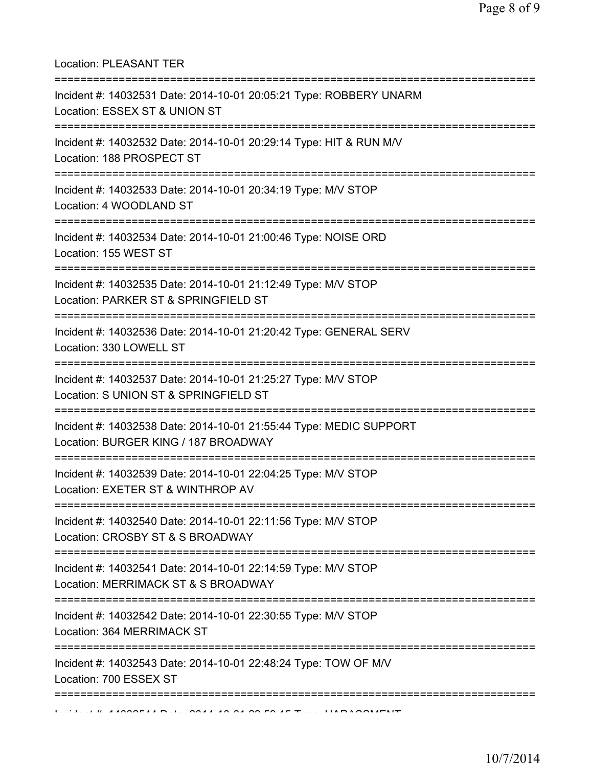Location: PLEASANT TER

===========================================================================

Incident #: 14032531 Date: 2014-10-01 20:05:21 Type: ROBBERY UNARM

Location: ESSEX ST & UNION ST

===========================================================================

Incident #: 14032532 Date: 2014-10-01 20:29:14 Type: HIT & RUN M/V

Location: 188 PROSPECT ST

===========================================================================

Incident #: 14032533 Date: 2014-10-01 20:34:19 Type: M/V STOP

Location: 4 WOODLAND ST

===========================================================================

Incident #: 14032534 Date: 2014-10-01 21:00:46 Type: NOISE ORD

Location: 155 WEST ST

===========================================================================

Incident #: 14032535 Date: 2014-10-01 21:12:49 Type: M/V STOP

Location: PARKER ST & SPRINGFIELD ST

===========================================================================

Incident #: 14032536 Date: 2014-10-01 21:20:42 Type: GENERAL SERV

Location: 330 LOWELL ST

===========================================================================

Incident #: 14032537 Date: 2014-10-01 21:25:27 Type: M/V STOP

Location: S UNION ST & SPRINGFIELD ST

===========================================================================

Incident #: 14032538 Date: 2014-10-01 21:55:44 Type: MEDIC SUPPORT

Location: BURGER KING / 187 BROADWAY

===========================================================================

Incident #: 14032539 Date: 2014-10-01 22:04:25 Type: M/V STOP

Location: EXETER ST & WINTHROP AV

===========================================================================

Incident #: 14032540 Date: 2014-10-01 22:11:56 Type: M/V STOP

Location: CROSBY ST & S BROADWAY

===========================================================================

Incident #: 14032541 Date: 2014-10-01 22:14:59 Type: M/V STOP

Location: MERRIMACK ST & S BROADWAY

===========================================================================

Incident #: 14032542 Date: 2014-10-01 22:30:55 Type: M/V STOP

Location: 364 MERRIMACK ST

===========================================================================

Incident #: 14032543 Date: 2014-10-01 22:48:24 Type: TOW OF M/V

Location: 700 ESSEX ST

===========================================================================

Incident #: 14032544 Date: 2014-10-01 22:59:15 Type: HARASSMENT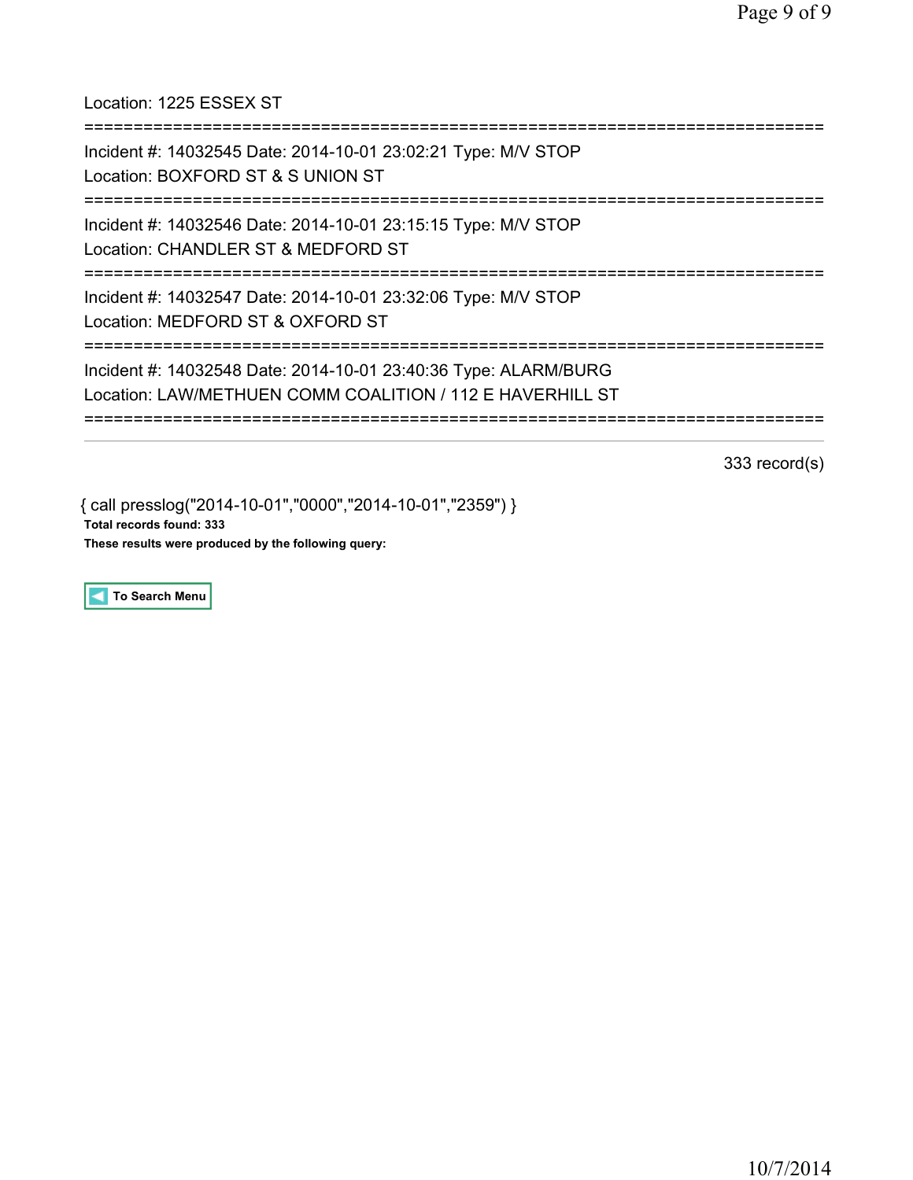Location: 1225 ESSEX ST

===========================================================================

Incident #: 14032545 Date: 2014-10-01 23:02:21 Type: M/V STOP

Location: BOXFORD ST & S UNION ST

===========================================================================

Incident #: 14032546 Date: 2014-10-01 23:15:15 Type: M/V STOP

Location: CHANDLER ST & MEDFORD ST

===========================================================================

Incident #: 14032547 Date: 2014-10-01 23:32:06 Type: M/V STOP

Location: MEDFORD ST & OXFORD ST

===========================================================================

Incident #: 14032548 Date: 2014-10-01 23:40:36 Type: ALARM/BURG

Location: LAW/METHUEN COMM COALITION / 112 E HAVERHILL ST

===========================================================================

333 record(s)

{ call presslog("2014-10-01","0000","2014-10-01","2359") }

**Total records found: 333**

**These results were produced by the following query:**

To Search Menu